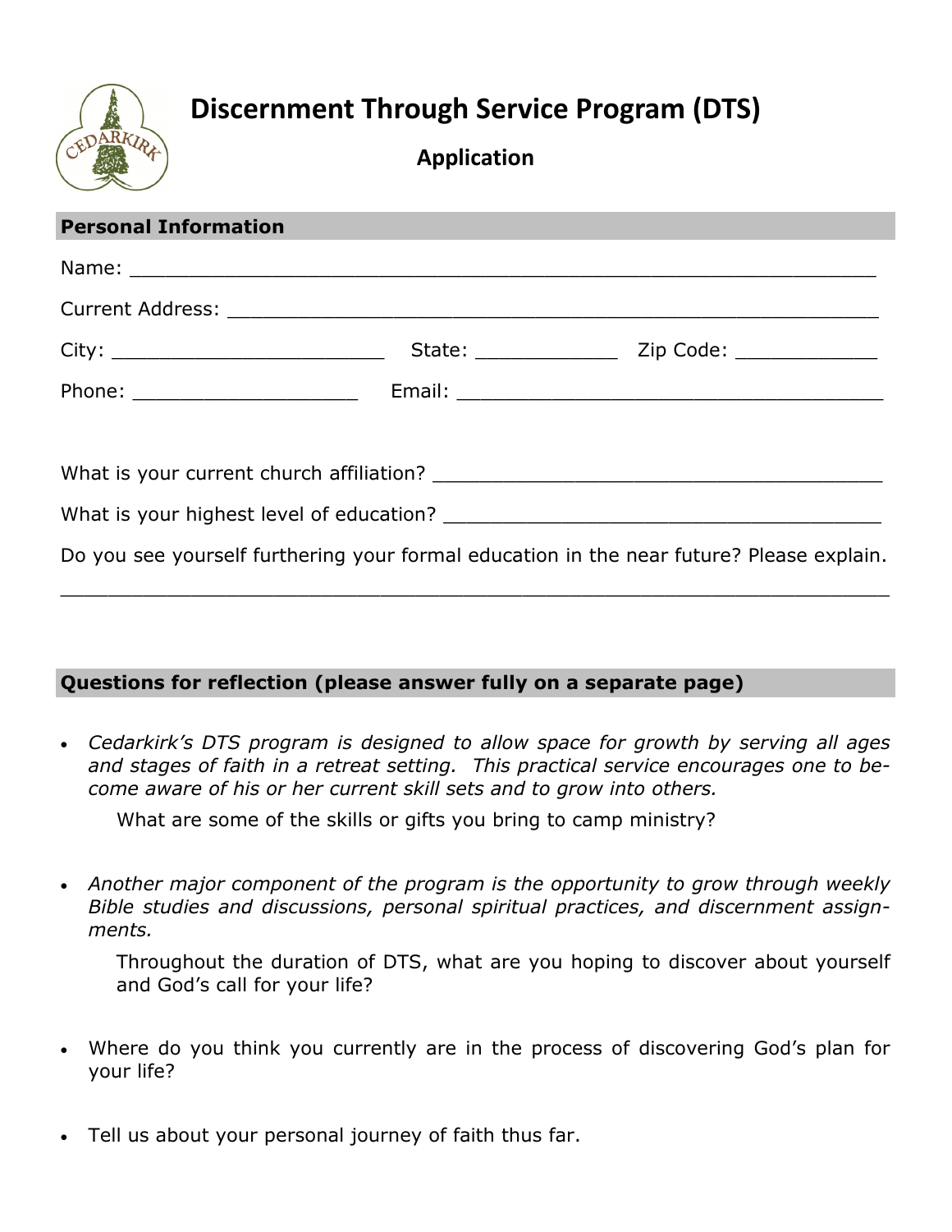# Discernment Through Service Program (DTS)

## Application

**Personal Information**

Name: ___________________________________________________________

Current Address: _________________________________________________

City: _______________________ State: ____________ Zip Code: ____________

Phone: ___________________ Email: ____________________________________

What is your current church affiliation? ____________________________________

What is your highest level of education? ____________________________________

Do you see yourself furthering your formal education in the near future? Please explain.

_____________________________________________________________________

**Questions for reflection (please answer fully on a separate page)**

- *Cedarkirk's DTS program is designed to allow space for growth by serving all ages and stages of faith in a retreat setting. This practical service encourages one to become aware of his or her current skill sets and to grow into others.*

  What are some of the skills or gifts you bring to camp ministry?

- *Another major component of the program is the opportunity to grow through weekly Bible studies and discussions, personal spiritual practices, and discernment assignments.*

  Throughout the duration of DTS, what are you hoping to discover about yourself and God's call for your life?

- Where do you think you currently are in the process of discovering God's plan for your life?

- Tell us about your personal journey of faith thus far.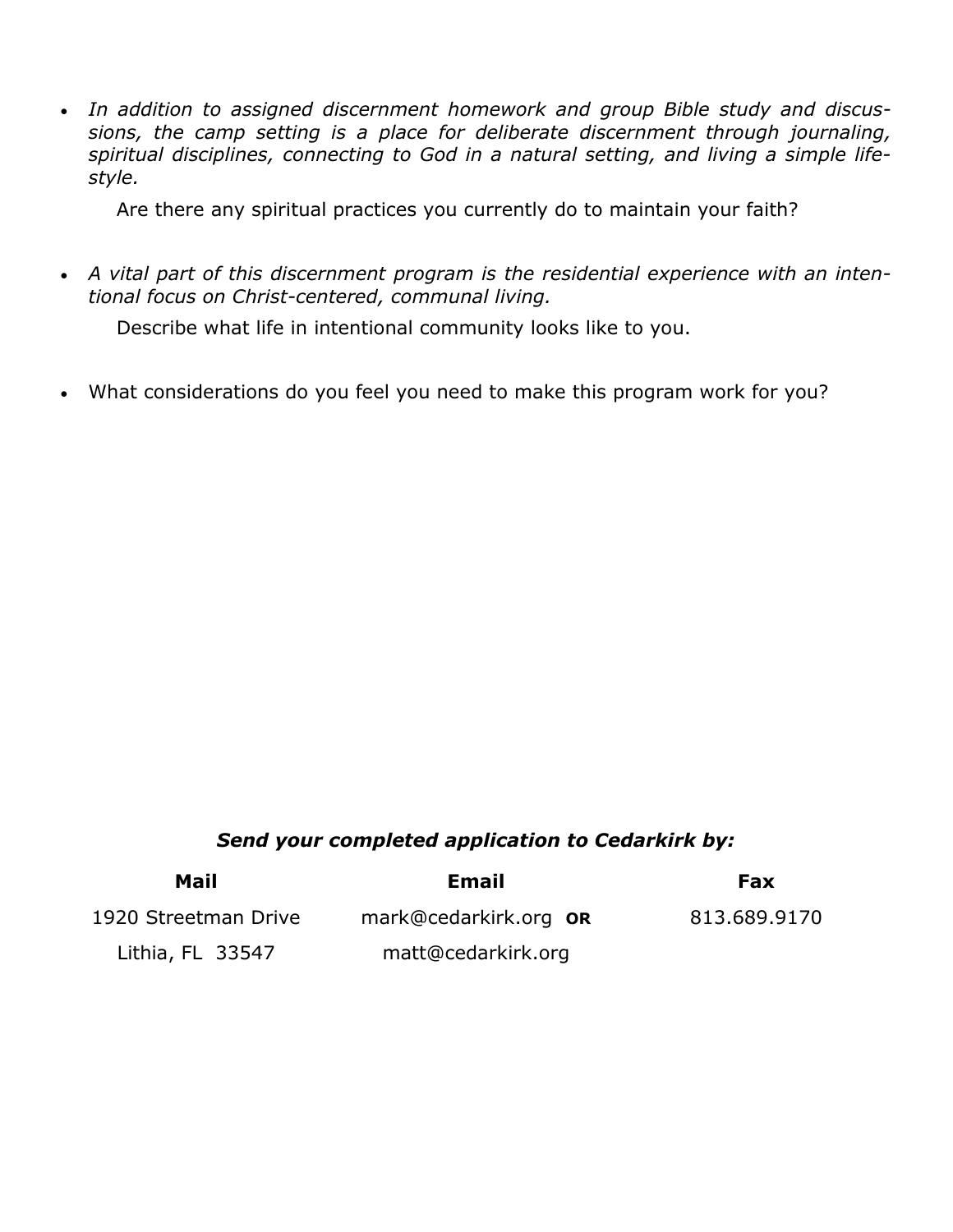- *In addition to assigned discernment homework and group Bible study and discussions, the camp setting is a place for deliberate discernment through journaling, spiritual disciplines, connecting to God in a natural setting, and living a simple lifestyle.*

  Are there any spiritual practices you currently do to maintain your faith?

- *A vital part of this discernment program is the residential experience with an intentional focus on Christ-centered, communal living.*

  Describe what life in intentional community looks like to you.

- What considerations do you feel you need to make this program work for you?

***Send your completed application to Cedarkirk by:***

| Mail | Email | Fax |
| --- | --- | --- |
| 1920 Streetman Drive | mark@cedarkirk.org **OR** | 813.689.9170 |
| Lithia, FL 33547 | matt@cedarkirk.org | |